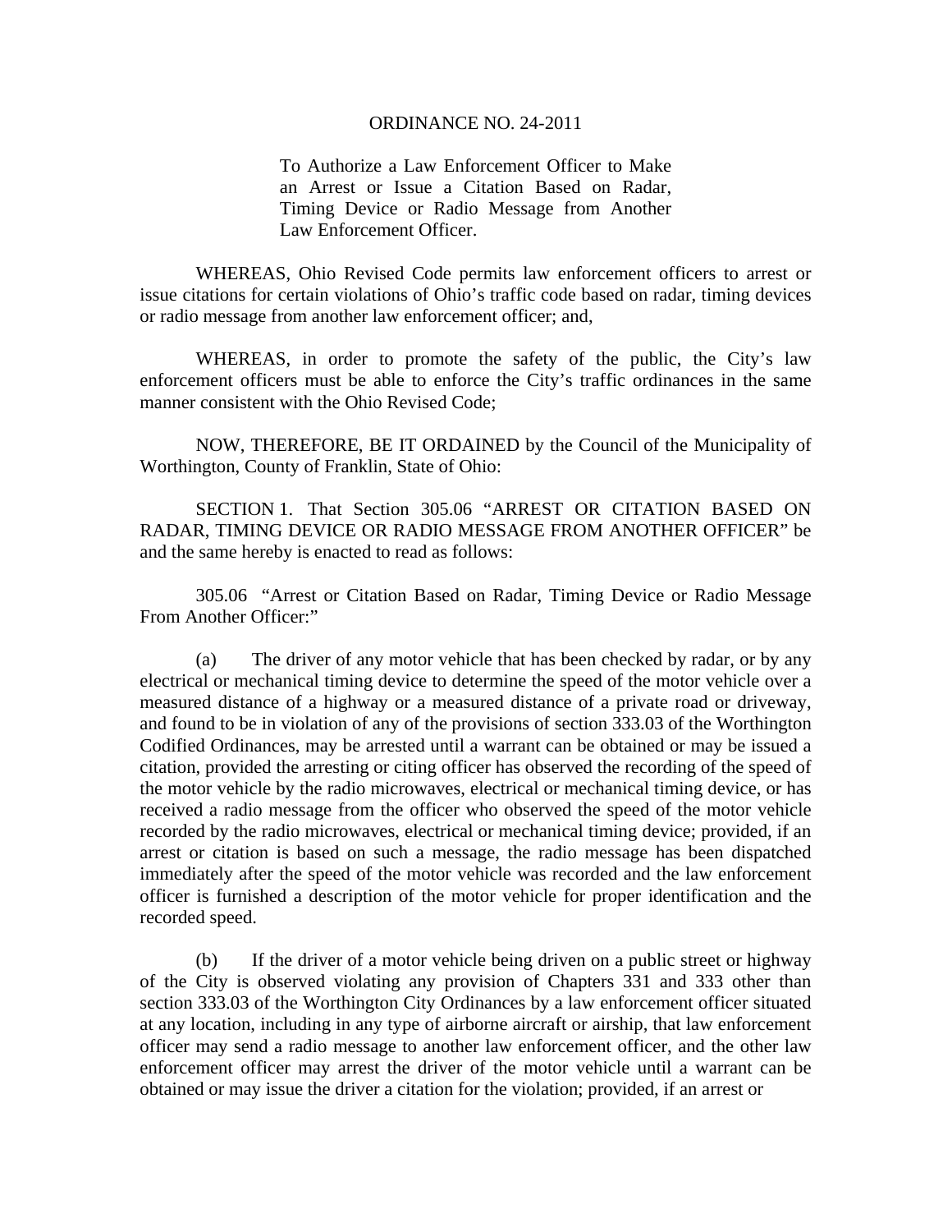ORDINANCE NO. 24-2011

To Authorize a Law Enforcement Officer to Make an Arrest or Issue a Citation Based on Radar, Timing Device or Radio Message from Another Law Enforcement Officer.

WHEREAS, Ohio Revised Code permits law enforcement officers to arrest or issue citations for certain violations of Ohio's traffic code based on radar, timing devices or radio message from another law enforcement officer; and,

WHEREAS, in order to promote the safety of the public, the City's law enforcement officers must be able to enforce the City's traffic ordinances in the same manner consistent with the Ohio Revised Code;

NOW, THEREFORE, BE IT ORDAINED by the Council of the Municipality of Worthington, County of Franklin, State of Ohio:

SECTION 1. That Section 305.06 "ARREST OR CITATION BASED ON RADAR, TIMING DEVICE OR RADIO MESSAGE FROM ANOTHER OFFICER" be and the same hereby is enacted to read as follows:

305.06 "Arrest or Citation Based on Radar, Timing Device or Radio Message From Another Officer:"

(a) The driver of any motor vehicle that has been checked by radar, or by any electrical or mechanical timing device to determine the speed of the motor vehicle over a measured distance of a highway or a measured distance of a private road or driveway, and found to be in violation of any of the provisions of section 333.03 of the Worthington Codified Ordinances, may be arrested until a warrant can be obtained or may be issued a citation, provided the arresting or citing officer has observed the recording of the speed of the motor vehicle by the radio microwaves, electrical or mechanical timing device, or has received a radio message from the officer who observed the speed of the motor vehicle recorded by the radio microwaves, electrical or mechanical timing device; provided, if an arrest or citation is based on such a message, the radio message has been dispatched immediately after the speed of the motor vehicle was recorded and the law enforcement officer is furnished a description of the motor vehicle for proper identification and the recorded speed.

(b) If the driver of a motor vehicle being driven on a public street or highway of the City is observed violating any provision of Chapters 331 and 333 other than section 333.03 of the Worthington City Ordinances by a law enforcement officer situated at any location, including in any type of airborne aircraft or airship, that law enforcement officer may send a radio message to another law enforcement officer, and the other law enforcement officer may arrest the driver of the motor vehicle until a warrant can be obtained or may issue the driver a citation for the violation; provided, if an arrest or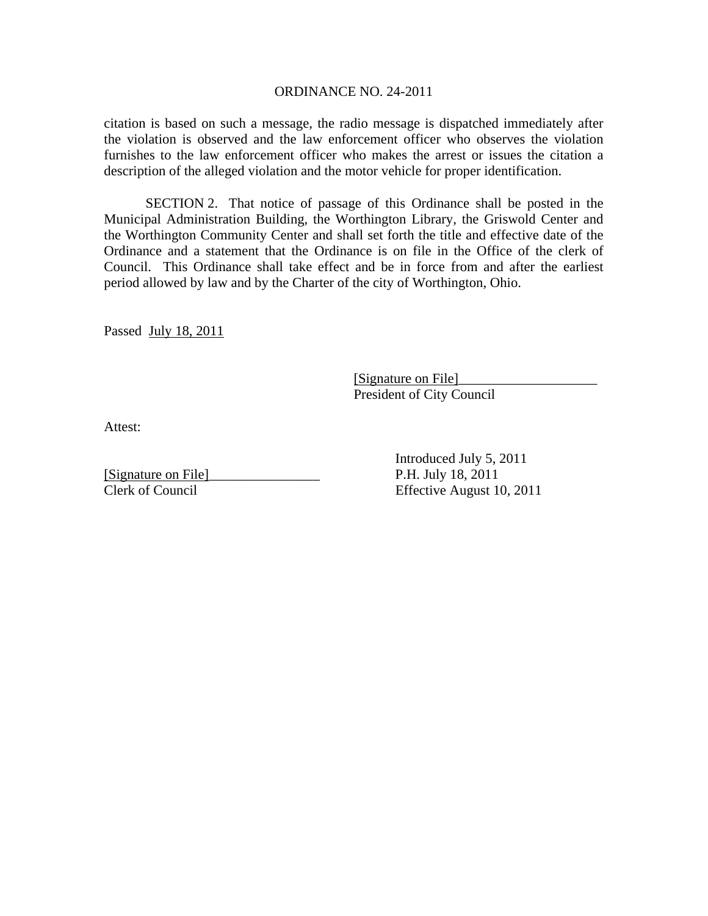ORDINANCE NO. 24-2011

citation is based on such a message, the radio message is dispatched immediately after the violation is observed and the law enforcement officer who observes the violation furnishes to the law enforcement officer who makes the arrest or issues the citation a description of the alleged violation and the motor vehicle for proper identification.

SECTION 2. That notice of passage of this Ordinance shall be posted in the Municipal Administration Building, the Worthington Library, the Griswold Center and the Worthington Community Center and shall set forth the title and effective date of the Ordinance and a statement that the Ordinance is on file in the Office of the clerk of Council. This Ordinance shall take effect and be in force from and after the earliest period allowed by law and by the Charter of the city of Worthington, Ohio.

Passed July 18, 2011

[Signature on File]____________________
President of City Council

Attest:

[Signature on File]________________
Clerk of Council

Introduced July 5, 2011
P.H. July 18, 2011
Effective August 10, 2011